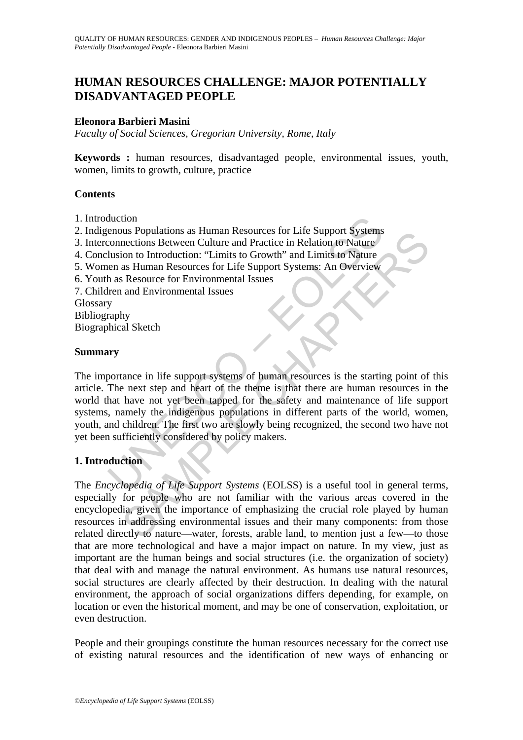# HUMAN RESOURCES CHALLENGE: MAJOR POTENTIALLY DISADVANTAGED PEOPLE

**Eleonora Barbieri Masini**

*Faculty of Social Sciences, Gregorian University, Rome, Italy*

**Keywords :** human resources, disadvantaged people, environmental issues, youth, women, limits to growth, culture, practice

## Contents

1. Introduction
2. Indigenous Populations as Human Resources for Life Support Systems
3. Interconnections Between Culture and Practice in Relation to Nature
4. Conclusion to Introduction: "Limits to Growth" and Limits to Nature
5. Women as Human Resources for Life Support Systems: An Overview
6. Youth as Resource for Environmental Issues
7. Children and Environmental Issues

Glossary
Bibliography
Biographical Sketch

## Summary

The importance in life support systems of human resources is the starting point of this article. The next step and heart of the theme is that there are human resources in the world that have not yet been tapped for the safety and maintenance of life support systems, namely the indigenous populations in different parts of the world, women, youth, and children. The first two are slowly being recognized, the second two have not yet been sufficiently considered by policy makers.

## 1. Introduction

The *Encyclopedia of Life Support Systems* (EOLSS) is a useful tool in general terms, especially for people who are not familiar with the various areas covered in the encyclopedia, given the importance of emphasizing the crucial role played by human resources in addressing environmental issues and their many components: from those related directly to nature—water, forests, arable land, to mention just a few—to those that are more technological and have a major impact on nature. In my view, just as important are the human beings and social structures (i.e. the organization of society) that deal with and manage the natural environment. As humans use natural resources, social structures are clearly affected by their destruction. In dealing with the natural environment, the approach of social organizations differs depending, for example, on location or even the historical moment, and may be one of conservation, exploitation, or even destruction.

People and their groupings constitute the human resources necessary for the correct use of existing natural resources and the identification of new ways of enhancing or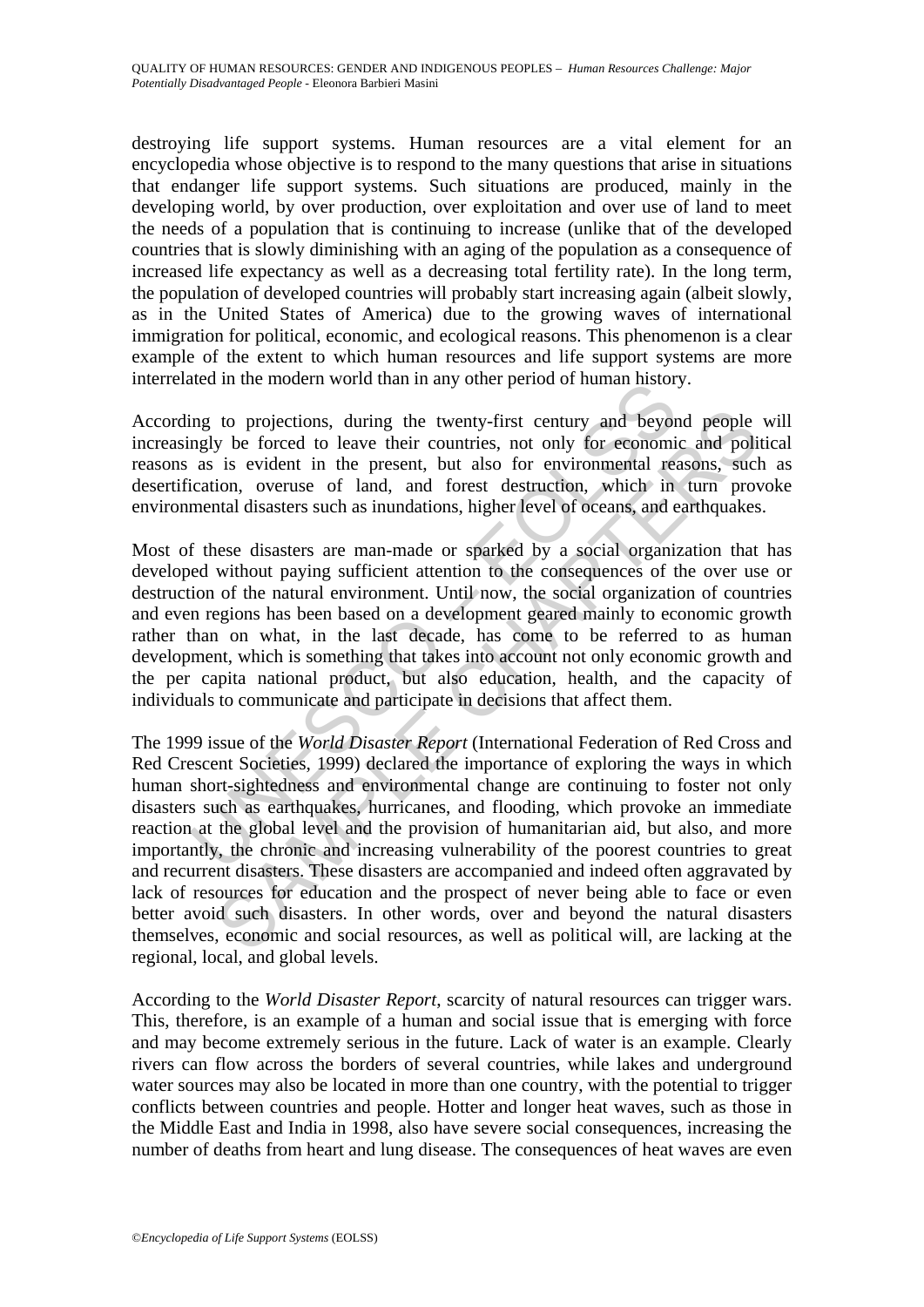destroying life support systems. Human resources are a vital element for an encyclopedia whose objective is to respond to the many questions that arise in situations that endanger life support systems. Such situations are produced, mainly in the developing world, by over production, over exploitation and over use of land to meet the needs of a population that is continuing to increase (unlike that of the developed countries that is slowly diminishing with an aging of the population as a consequence of increased life expectancy as well as a decreasing total fertility rate). In the long term, the population of developed countries will probably start increasing again (albeit slowly, as in the United States of America) due to the growing waves of international immigration for political, economic, and ecological reasons. This phenomenon is a clear example of the extent to which human resources and life support systems are more interrelated in the modern world than in any other period of human history.

According to projections, during the twenty-first century and beyond people will increasingly be forced to leave their countries, not only for economic and political reasons as is evident in the present, but also for environmental reasons, such as desertification, overuse of land, and forest destruction, which in turn provoke environmental disasters such as inundations, higher level of oceans, and earthquakes.

Most of these disasters are man-made or sparked by a social organization that has developed without paying sufficient attention to the consequences of the over use or destruction of the natural environment. Until now, the social organization of countries and even regions has been based on a development geared mainly to economic growth rather than on what, in the last decade, has come to be referred to as human development, which is something that takes into account not only economic growth and the per capita national product, but also education, health, and the capacity of individuals to communicate and participate in decisions that affect them.

The 1999 issue of the *World Disaster Report* (International Federation of Red Cross and Red Crescent Societies, 1999) declared the importance of exploring the ways in which human short-sightedness and environmental change are continuing to foster not only disasters such as earthquakes, hurricanes, and flooding, which provoke an immediate reaction at the global level and the provision of humanitarian aid, but also, and more importantly, the chronic and increasing vulnerability of the poorest countries to great and recurrent disasters. These disasters are accompanied and indeed often aggravated by lack of resources for education and the prospect of never being able to face or even better avoid such disasters. In other words, over and beyond the natural disasters themselves, economic and social resources, as well as political will, are lacking at the regional, local, and global levels.

According to the *World Disaster Report*, scarcity of natural resources can trigger wars. This, therefore, is an example of a human and social issue that is emerging with force and may become extremely serious in the future. Lack of water is an example. Clearly rivers can flow across the borders of several countries, while lakes and underground water sources may also be located in more than one country, with the potential to trigger conflicts between countries and people. Hotter and longer heat waves, such as those in the Middle East and India in 1998, also have severe social consequences, increasing the number of deaths from heart and lung disease. The consequences of heat waves are even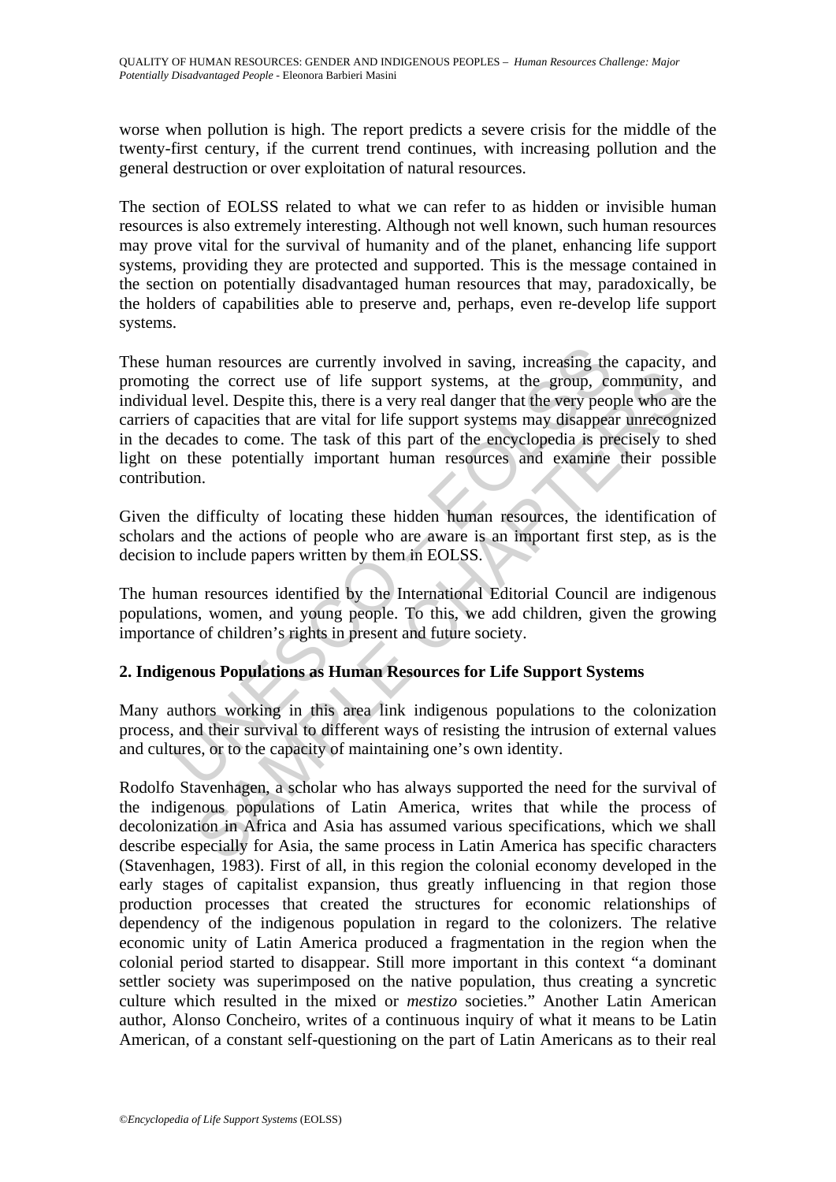worse when pollution is high. The report predicts a severe crisis for the middle of the twenty-first century, if the current trend continues, with increasing pollution and the general destruction or over exploitation of natural resources.

The section of EOLSS related to what we can refer to as hidden or invisible human resources is also extremely interesting. Although not well known, such human resources may prove vital for the survival of humanity and of the planet, enhancing life support systems, providing they are protected and supported. This is the message contained in the section on potentially disadvantaged human resources that may, paradoxically, be the holders of capabilities able to preserve and, perhaps, even re-develop life support systems.

These human resources are currently involved in saving, increasing the capacity, and promoting the correct use of life support systems, at the group, community, and individual level. Despite this, there is a very real danger that the very people who are the carriers of capacities that are vital for life support systems may disappear unrecognized in the decades to come. The task of this part of the encyclopedia is precisely to shed light on these potentially important human resources and examine their possible contribution.

Given the difficulty of locating these hidden human resources, the identification of scholars and the actions of people who are aware is an important first step, as is the decision to include papers written by them in EOLSS.

The human resources identified by the International Editorial Council are indigenous populations, women, and young people. To this, we add children, given the growing importance of children's rights in present and future society.

## 2. Indigenous Populations as Human Resources for Life Support Systems

Many authors working in this area link indigenous populations to the colonization process, and their survival to different ways of resisting the intrusion of external values and cultures, or to the capacity of maintaining one's own identity.

Rodolfo Stavenhagen, a scholar who has always supported the need for the survival of the indigenous populations of Latin America, writes that while the process of decolonization in Africa and Asia has assumed various specifications, which we shall describe especially for Asia, the same process in Latin America has specific characters (Stavenhagen, 1983). First of all, in this region the colonial economy developed in the early stages of capitalist expansion, thus greatly influencing in that region those production processes that created the structures for economic relationships of dependency of the indigenous population in regard to the colonizers. The relative economic unity of Latin America produced a fragmentation in the region when the colonial period started to disappear. Still more important in this context "a dominant settler society was superimposed on the native population, thus creating a syncretic culture which resulted in the mixed or *mestizo* societies." Another Latin American author, Alonso Concheiro, writes of a continuous inquiry of what it means to be Latin American, of a constant self-questioning on the part of Latin Americans as to their real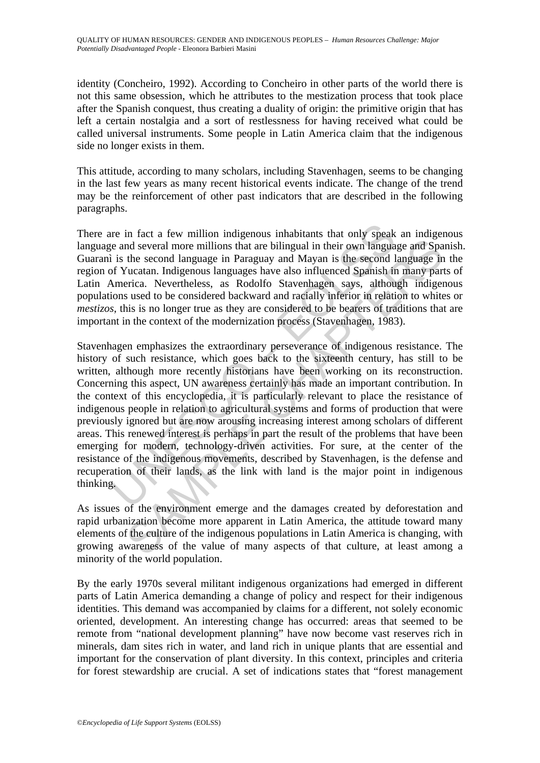identity (Concheiro, 1992). According to Concheiro in other parts of the world there is not this same obsession, which he attributes to the mestization process that took place after the Spanish conquest, thus creating a duality of origin: the primitive origin that has left a certain nostalgia and a sort of restlessness for having received what could be called universal instruments. Some people in Latin America claim that the indigenous side no longer exists in them.

This attitude, according to many scholars, including Stavenhagen, seems to be changing in the last few years as many recent historical events indicate. The change of the trend may be the reinforcement of other past indicators that are described in the following paragraphs.

There are in fact a few million indigenous inhabitants that only speak an indigenous language and several more millions that are bilingual in their own language and Spanish. Guaranì is the second language in Paraguay and Mayan is the second language in the region of Yucatan. Indigenous languages have also influenced Spanish in many parts of Latin America. Nevertheless, as Rodolfo Stavenhagen says, although indigenous populations used to be considered backward and racially inferior in relation to whites or *mestizos*, this is no longer true as they are considered to be bearers of traditions that are important in the context of the modernization process (Stavenhagen, 1983).

Stavenhagen emphasizes the extraordinary perseverance of indigenous resistance. The history of such resistance, which goes back to the sixteenth century, has still to be written, although more recently historians have been working on its reconstruction. Concerning this aspect, UN awareness certainly has made an important contribution. In the context of this encyclopedia, it is particularly relevant to place the resistance of indigenous people in relation to agricultural systems and forms of production that were previously ignored but are now arousing increasing interest among scholars of different areas. This renewed interest is perhaps in part the result of the problems that have been emerging for modern, technology-driven activities. For sure, at the center of the resistance of the indigenous movements, described by Stavenhagen, is the defense and recuperation of their lands, as the link with land is the major point in indigenous thinking.

As issues of the environment emerge and the damages created by deforestation and rapid urbanization become more apparent in Latin America, the attitude toward many elements of the culture of the indigenous populations in Latin America is changing, with growing awareness of the value of many aspects of that culture, at least among a minority of the world population.

By the early 1970s several militant indigenous organizations had emerged in different parts of Latin America demanding a change of policy and respect for their indigenous identities. This demand was accompanied by claims for a different, not solely economic oriented, development. An interesting change has occurred: areas that seemed to be remote from "national development planning" have now become vast reserves rich in minerals, dam sites rich in water, and land rich in unique plants that are essential and important for the conservation of plant diversity. In this context, principles and criteria for forest stewardship are crucial. A set of indications states that "forest management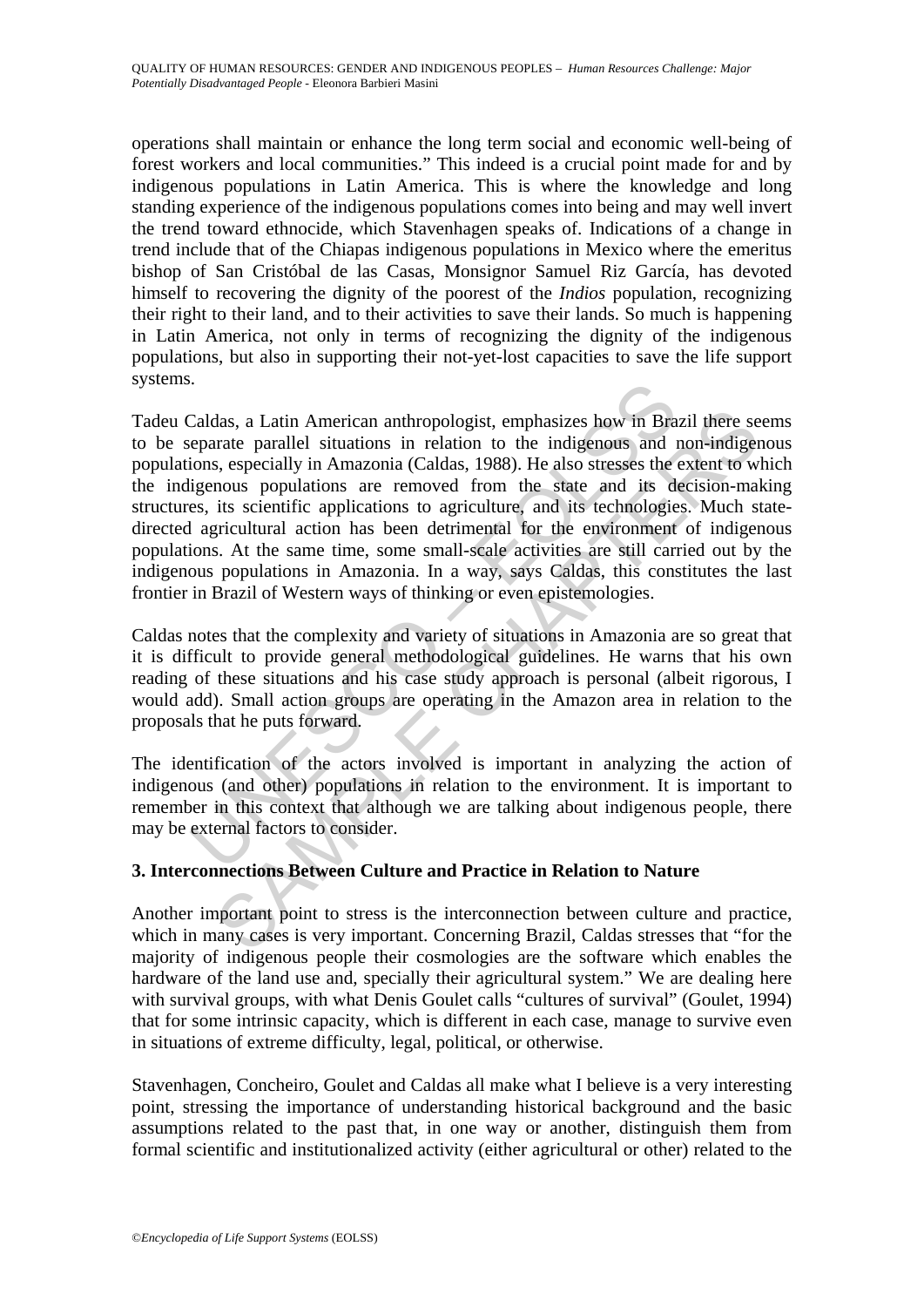operations shall maintain or enhance the long term social and economic well-being of forest workers and local communities." This indeed is a crucial point made for and by indigenous populations in Latin America. This is where the knowledge and long standing experience of the indigenous populations comes into being and may well invert the trend toward ethnocide, which Stavenhagen speaks of. Indications of a change in trend include that of the Chiapas indigenous populations in Mexico where the emeritus bishop of San Cristóbal de las Casas, Monsignor Samuel Riz García, has devoted himself to recovering the dignity of the poorest of the *Indios* population, recognizing their right to their land, and to their activities to save their lands. So much is happening in Latin America, not only in terms of recognizing the dignity of the indigenous populations, but also in supporting their not-yet-lost capacities to save the life support systems.

Tadeu Caldas, a Latin American anthropologist, emphasizes how in Brazil there seems to be separate parallel situations in relation to the indigenous and non-indigenous populations, especially in Amazonia (Caldas, 1988). He also stresses the extent to which the indigenous populations are removed from the state and its decision-making structures, its scientific applications to agriculture, and its technologies. Much state-directed agricultural action has been detrimental for the environment of indigenous populations. At the same time, some small-scale activities are still carried out by the indigenous populations in Amazonia. In a way, says Caldas, this constitutes the last frontier in Brazil of Western ways of thinking or even epistemologies.

Caldas notes that the complexity and variety of situations in Amazonia are so great that it is difficult to provide general methodological guidelines. He warns that his own reading of these situations and his case study approach is personal (albeit rigorous, I would add). Small action groups are operating in the Amazon area in relation to the proposals that he puts forward.

The identification of the actors involved is important in analyzing the action of indigenous (and other) populations in relation to the environment. It is important to remember in this context that although we are talking about indigenous people, there may be external factors to consider.

## 3. Interconnections Between Culture and Practice in Relation to Nature

Another important point to stress is the interconnection between culture and practice, which in many cases is very important. Concerning Brazil, Caldas stresses that "for the majority of indigenous people their cosmologies are the software which enables the hardware of the land use and, specially their agricultural system." We are dealing here with survival groups, with what Denis Goulet calls "cultures of survival" (Goulet, 1994) that for some intrinsic capacity, which is different in each case, manage to survive even in situations of extreme difficulty, legal, political, or otherwise.

Stavenhagen, Concheiro, Goulet and Caldas all make what I believe is a very interesting point, stressing the importance of understanding historical background and the basic assumptions related to the past that, in one way or another, distinguish them from formal scientific and institutionalized activity (either agricultural or other) related to the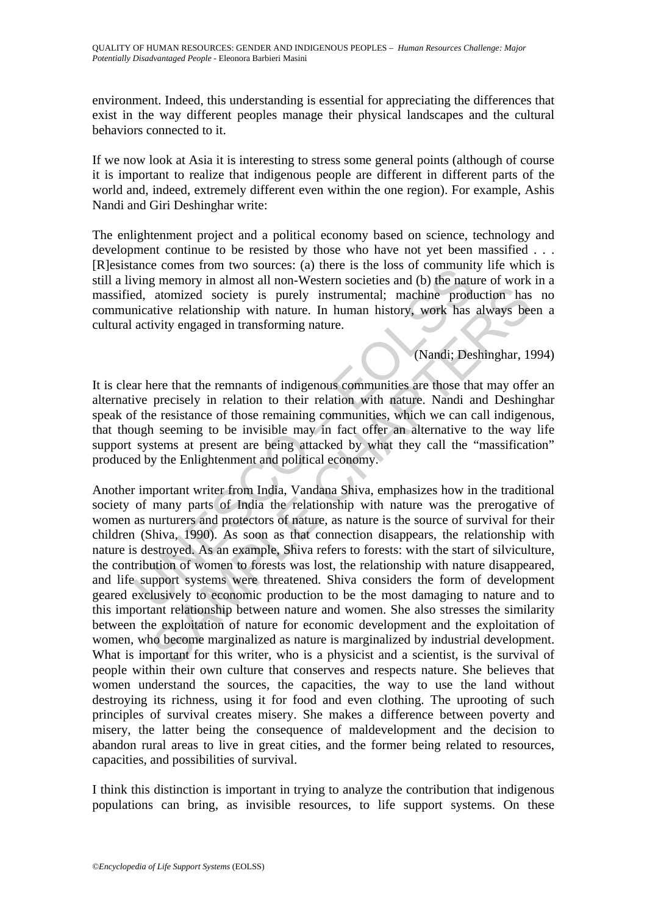environment. Indeed, this understanding is essential for appreciating the differences that exist in the way different peoples manage their physical landscapes and the cultural behaviors connected to it.

If we now look at Asia it is interesting to stress some general points (although of course it is important to realize that indigenous people are different in different parts of the world and, indeed, extremely different even within the one region). For example, Ashis Nandi and Giri Deshinghar write:

The enlightenment project and a political economy based on science, technology and development continue to be resisted by those who have not yet been massified . . . [R]esistance comes from two sources: (a) there is the loss of community life which is still a living memory in almost all non-Western societies and (b) the nature of work in a massified, atomized society is purely instrumental; machine production has no communicative relationship with nature. In human history, work has always been a cultural activity engaged in transforming nature.

(Nandi; Deshinghar, 1994)

It is clear here that the remnants of indigenous communities are those that may offer an alternative precisely in relation to their relation with nature. Nandi and Deshinghar speak of the resistance of those remaining communities, which we can call indigenous, that though seeming to be invisible may in fact offer an alternative to the way life support systems at present are being attacked by what they call the "massification" produced by the Enlightenment and political economy.

Another important writer from India, Vandana Shiva, emphasizes how in the traditional society of many parts of India the relationship with nature was the prerogative of women as nurturers and protectors of nature, as nature is the source of survival for their children (Shiva, 1990). As soon as that connection disappears, the relationship with nature is destroyed. As an example, Shiva refers to forests: with the start of silviculture, the contribution of women to forests was lost, the relationship with nature disappeared, and life support systems were threatened. Shiva considers the form of development geared exclusively to economic production to be the most damaging to nature and to this important relationship between nature and women. She also stresses the similarity between the exploitation of nature for economic development and the exploitation of women, who become marginalized as nature is marginalized by industrial development. What is important for this writer, who is a physicist and a scientist, is the survival of people within their own culture that conserves and respects nature. She believes that women understand the sources, the capacities, the way to use the land without destroying its richness, using it for food and even clothing. The uprooting of such principles of survival creates misery. She makes a difference between poverty and misery, the latter being the consequence of maldevelopment and the decision to abandon rural areas to live in great cities, and the former being related to resources, capacities, and possibilities of survival.

I think this distinction is important in trying to analyze the contribution that indigenous populations can bring, as invisible resources, to life support systems. On these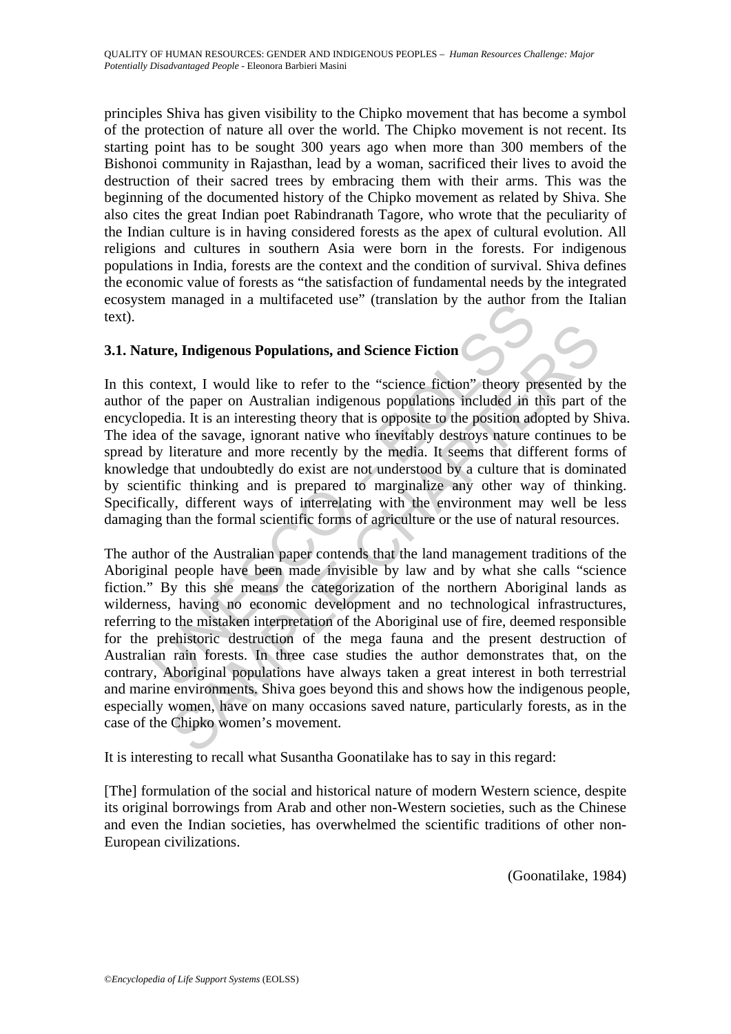principles Shiva has given visibility to the Chipko movement that has become a symbol of the protection of nature all over the world. The Chipko movement is not recent. Its starting point has to be sought 300 years ago when more than 300 members of the Bishonoi community in Rajasthan, lead by a woman, sacrificed their lives to avoid the destruction of their sacred trees by embracing them with their arms. This was the beginning of the documented history of the Chipko movement as related by Shiva. She also cites the great Indian poet Rabindranath Tagore, who wrote that the peculiarity of the Indian culture is in having considered forests as the apex of cultural evolution. All religions and cultures in southern Asia were born in the forests. For indigenous populations in India, forests are the context and the condition of survival. Shiva defines the economic value of forests as "the satisfaction of fundamental needs by the integrated ecosystem managed in a multifaceted use" (translation by the author from the Italian text).

### 3.1. Nature, Indigenous Populations, and Science Fiction

In this context, I would like to refer to the "science fiction" theory presented by the author of the paper on Australian indigenous populations included in this part of the encyclopedia. It is an interesting theory that is opposite to the position adopted by Shiva. The idea of the savage, ignorant native who inevitably destroys nature continues to be spread by literature and more recently by the media. It seems that different forms of knowledge that undoubtedly do exist are not understood by a culture that is dominated by scientific thinking and is prepared to marginalize any other way of thinking. Specifically, different ways of interrelating with the environment may well be less damaging than the formal scientific forms of agriculture or the use of natural resources.

The author of the Australian paper contends that the land management traditions of the Aboriginal people have been made invisible by law and by what she calls "science fiction." By this she means the categorization of the northern Aboriginal lands as wilderness, having no economic development and no technological infrastructures, referring to the mistaken interpretation of the Aboriginal use of fire, deemed responsible for the prehistoric destruction of the mega fauna and the present destruction of Australian rain forests. In three case studies the author demonstrates that, on the contrary, Aboriginal populations have always taken a great interest in both terrestrial and marine environments. Shiva goes beyond this and shows how the indigenous people, especially women, have on many occasions saved nature, particularly forests, as in the case of the Chipko women's movement.

It is interesting to recall what Susantha Goonatilake has to say in this regard:

> [The] formulation of the social and historical nature of modern Western science, despite its original borrowings from Arab and other non-Western societies, such as the Chinese and even the Indian societies, has overwhelmed the scientific traditions of other non-European civilizations.
>
> (Goonatilake, 1984)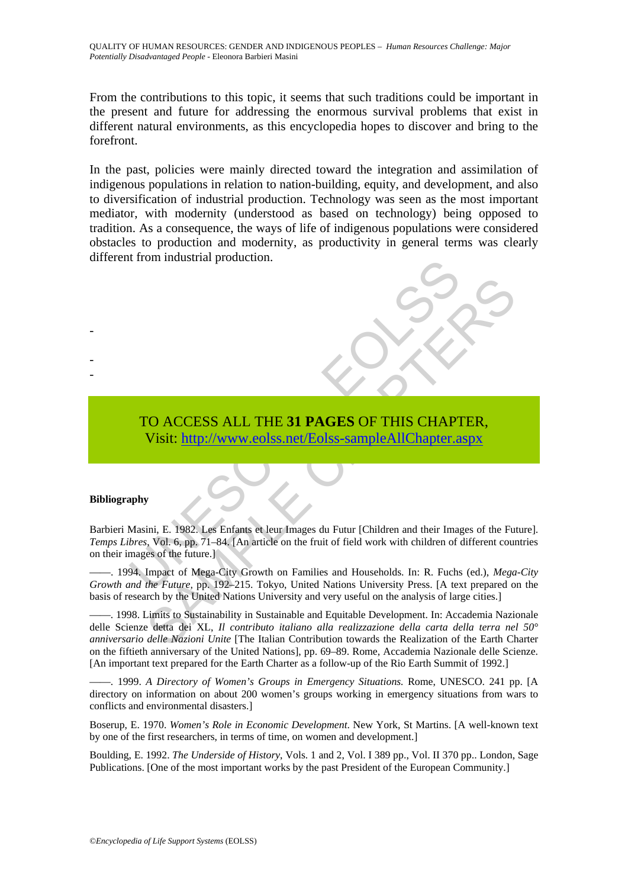From the contributions to this topic, it seems that such traditions could be important in the present and future for addressing the enormous survival problems that exist in different natural environments, as this encyclopedia hopes to discover and bring to the forefront.

In the past, policies were mainly directed toward the integration and assimilation of indigenous populations in relation to nation-building, equity, and development, and also to diversification of industrial production. Technology was seen as the most important mediator, with modernity (understood as based on technology) being opposed to tradition. As a consequence, the ways of life of indigenous populations were considered obstacles to production and modernity, as productivity in general terms was clearly different from industrial production.

-

-
-

TO ACCESS ALL THE **31 PAGES** OF THIS CHAPTER,
Visit: http://www.eolss.net/Eolss-sampleAllChapter.aspx

**Bibliography**

Barbieri Masini, E. 1982. Les Enfants et leur Images du Futur [Children and their Images of the Future]. *Temps Libres*, Vol. 6, pp. 71–84. [An article on the fruit of field work with children of different countries on their images of the future.]

——. 1994. Impact of Mega-City Growth on Families and Households. In: R. Fuchs (ed.), *Mega-City Growth and the Future*, pp. 192–215. Tokyo, United Nations University Press. [A text prepared on the basis of research by the United Nations University and very useful on the analysis of large cities.]

——. 1998. Limits to Sustainability in Sustainable and Equitable Development. In: Accademia Nazionale delle Scienze detta dei XL, *Il contributo italiano alla realizzazione della carta della terra nel 50° anniversario delle Nazioni Unite* [The Italian Contribution towards the Realization of the Earth Charter on the fiftieth anniversary of the United Nations], pp. 69–89. Rome, Accademia Nazionale delle Scienze. [An important text prepared for the Earth Charter as a follow-up of the Rio Earth Summit of 1992.]

——. 1999. *A Directory of Women's Groups in Emergency Situations.* Rome, UNESCO. 241 pp. [A directory on information on about 200 women's groups working in emergency situations from wars to conflicts and environmental disasters.]

Boserup, E. 1970. *Women's Role in Economic Development*. New York, St Martins. [A well-known text by one of the first researchers, in terms of time, on women and development.]

Boulding, E. 1992. *The Underside of History*, Vols. 1 and 2, Vol. I 389 pp., Vol. II 370 pp.. London, Sage Publications. [One of the most important works by the past President of the European Community.]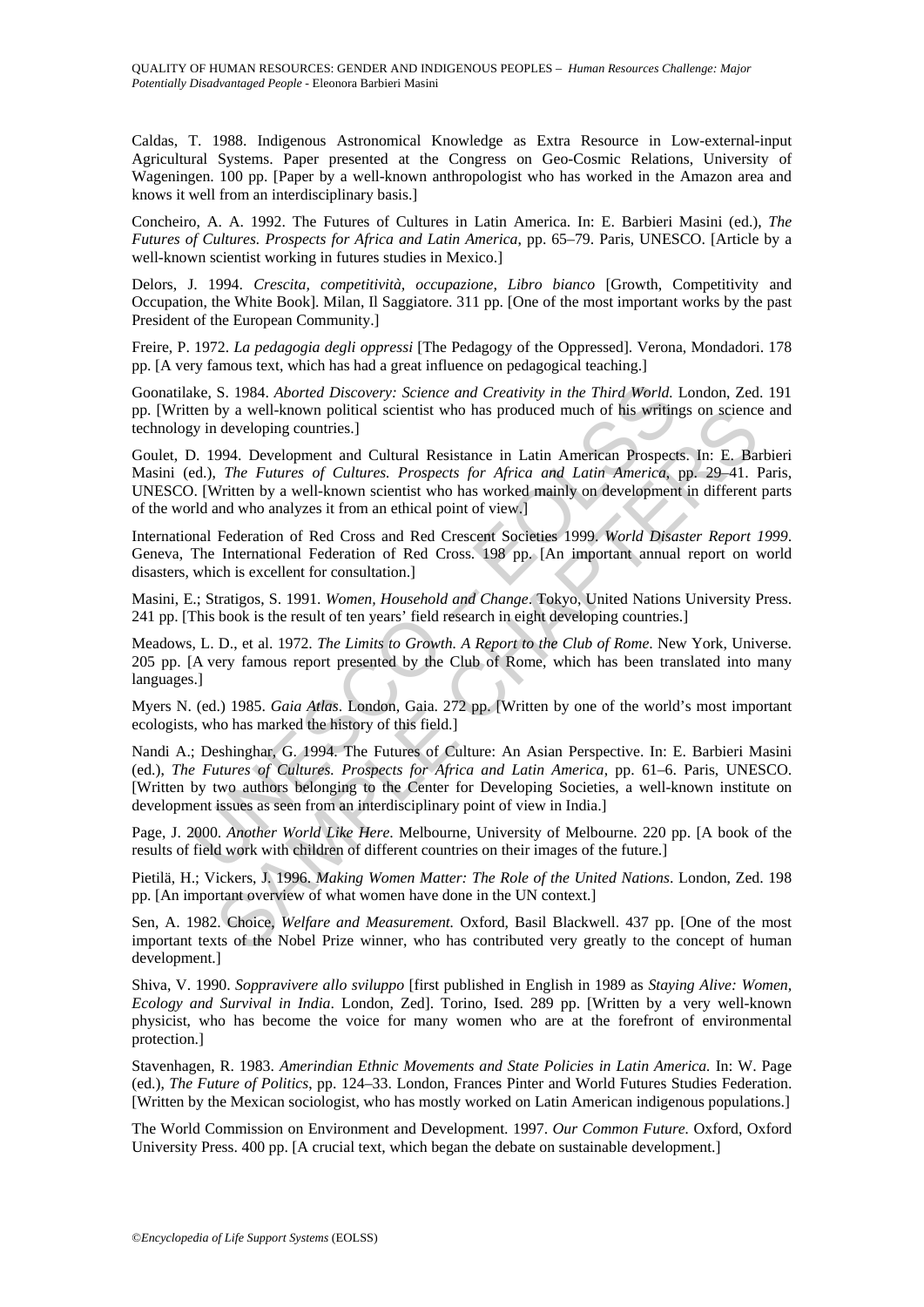Caldas, T. 1988. Indigenous Astronomical Knowledge as Extra Resource in Low-external-input Agricultural Systems. Paper presented at the Congress on Geo-Cosmic Relations, University of Wageningen. 100 pp. [Paper by a well-known anthropologist who has worked in the Amazon area and knows it well from an interdisciplinary basis.]

Concheiro, A. A. 1992. The Futures of Cultures in Latin America. In: E. Barbieri Masini (ed.), *The Futures of Cultures. Prospects for Africa and Latin America*, pp. 65–79. Paris, UNESCO. [Article by a well-known scientist working in futures studies in Mexico.]

Delors, J. 1994. *Crescita, competitività, occupazione, Libro bianco* [Growth, Competitivity and Occupation, the White Book]. Milan, Il Saggiatore. 311 pp. [One of the most important works by the past President of the European Community.]

Freire, P. 1972. *La pedagogia degli oppressi* [The Pedagogy of the Oppressed]. Verona, Mondadori. 178 pp. [A very famous text, which has had a great influence on pedagogical teaching.]

Goonatilake, S. 1984. *Aborted Discovery: Science and Creativity in the Third World.* London, Zed. 191 pp. [Written by a well-known political scientist who has produced much of his writings on science and technology in developing countries.]

Goulet, D. 1994. Development and Cultural Resistance in Latin American Prospects. In: E. Barbieri Masini (ed.), *The Futures of Cultures. Prospects for Africa and Latin America*, pp. 29–41. Paris, UNESCO. [Written by a well-known scientist who has worked mainly on development in different parts of the world and who analyzes it from an ethical point of view.]

International Federation of Red Cross and Red Crescent Societies 1999. *World Disaster Report 1999*. Geneva, The International Federation of Red Cross. 198 pp. [An important annual report on world disasters, which is excellent for consultation.]

Masini, E.; Stratigos, S. 1991. *Women, Household and Change*. Tokyo, United Nations University Press. 241 pp. [This book is the result of ten years' field research in eight developing countries.]

Meadows, L. D., et al. 1972. *The Limits to Growth. A Report to the Club of Rome*. New York, Universe. 205 pp. [A very famous report presented by the Club of Rome, which has been translated into many languages.]

Myers N. (ed.) 1985. *Gaia Atlas*. London, Gaia. 272 pp. [Written by one of the world's most important ecologists, who has marked the history of this field.]

Nandi A.; Deshinghar, G. 1994. The Futures of Culture: An Asian Perspective. In: E. Barbieri Masini (ed.), *The Futures of Cultures. Prospects for Africa and Latin America*, pp. 61–6. Paris, UNESCO. [Written by two authors belonging to the Center for Developing Societies, a well-known institute on development issues as seen from an interdisciplinary point of view in India.]

Page, J. 2000. *Another World Like Here*. Melbourne, University of Melbourne. 220 pp. [A book of the results of field work with children of different countries on their images of the future.]

Pietilä, H.; Vickers, J. 1996. *Making Women Matter: The Role of the United Nations*. London, Zed. 198 pp. [An important overview of what women have done in the UN context.]

Sen, A. 1982. Choice, *Welfare and Measurement.* Oxford, Basil Blackwell. 437 pp. [One of the most important texts of the Nobel Prize winner, who has contributed very greatly to the concept of human development.]

Shiva, V. 1990. *Soppravivere allo sviluppo* [first published in English in 1989 as *Staying Alive: Women, Ecology and Survival in India*. London, Zed]. Torino, Ised. 289 pp. [Written by a very well-known physicist, who has become the voice for many women who are at the forefront of environmental protection.]

Stavenhagen, R. 1983. *Amerindian Ethnic Movements and State Policies in Latin America.* In: W. Page (ed.), *The Future of Politics*, pp. 124–33. London, Frances Pinter and World Futures Studies Federation. [Written by the Mexican sociologist, who has mostly worked on Latin American indigenous populations.]

The World Commission on Environment and Development. 1997. *Our Common Future.* Oxford, Oxford University Press. 400 pp. [A crucial text, which began the debate on sustainable development.]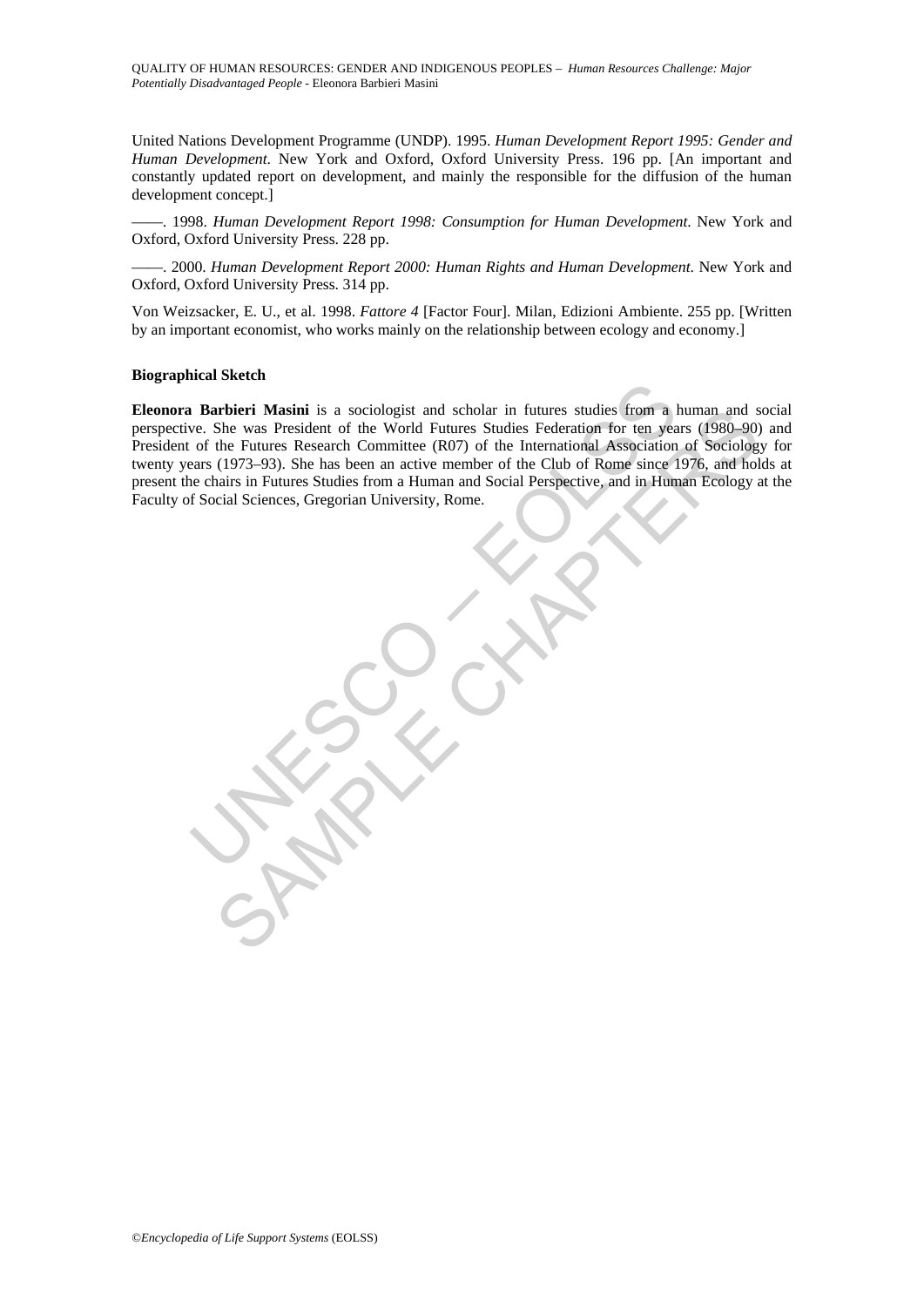United Nations Development Programme (UNDP). 1995. *Human Development Report 1995: Gender and Human Development*. New York and Oxford, Oxford University Press. 196 pp. [An important and constantly updated report on development, and mainly the responsible for the diffusion of the human development concept.]

——. 1998. *Human Development Report 1998: Consumption for Human Development*. New York and Oxford, Oxford University Press. 228 pp.

——. 2000. *Human Development Report 2000: Human Rights and Human Development*. New York and Oxford, Oxford University Press. 314 pp.

Von Weizsacker, E. U., et al. 1998. *Fattore 4* [Factor Four]. Milan, Edizioni Ambiente. 255 pp. [Written by an important economist, who works mainly on the relationship between ecology and economy.]

**Biographical Sketch**

**Eleonora Barbieri Masini** is a sociologist and scholar in futures studies from a human and social perspective. She was President of the World Futures Studies Federation for ten years (1980–90) and President of the Futures Research Committee (R07) of the International Association of Sociology for twenty years (1973–93). She has been an active member of the Club of Rome since 1976, and holds at present the chairs in Futures Studies from a Human and Social Perspective, and in Human Ecology at the Faculty of Social Sciences, Gregorian University, Rome.